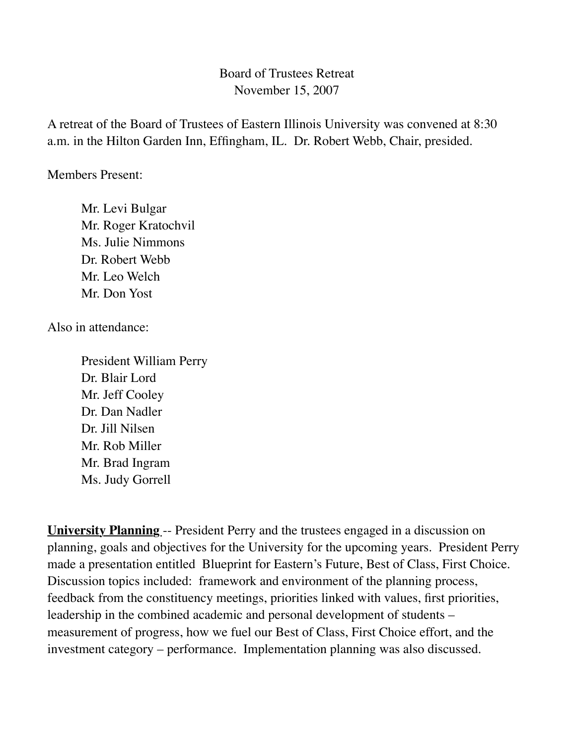Board of Trustees Retreat
November 15, 2007

A retreat of the Board of Trustees of Eastern Illinois University was convened at 8:30 a.m. in the Hilton Garden Inn, Effingham, IL. Dr. Robert Webb, Chair, presided.

Members Present:

Mr. Levi Bulgar
Mr. Roger Kratochvil
Ms. Julie Nimmons
Dr. Robert Webb
Mr. Leo Welch
Mr. Don Yost

Also in attendance:

President William Perry
Dr. Blair Lord
Mr. Jeff Cooley
Dr. Dan Nadler
Dr. Jill Nilsen
Mr. Rob Miller
Mr. Brad Ingram
Ms. Judy Gorrell

**University Planning** -- President Perry and the trustees engaged in a discussion on planning, goals and objectives for the University for the upcoming years. President Perry made a presentation entitled Blueprint for Eastern's Future, Best of Class, First Choice. Discussion topics included: framework and environment of the planning process, feedback from the constituency meetings, priorities linked with values, first priorities, leadership in the combined academic and personal development of students – measurement of progress, how we fuel our Best of Class, First Choice effort, and the investment category – performance. Implementation planning was also discussed.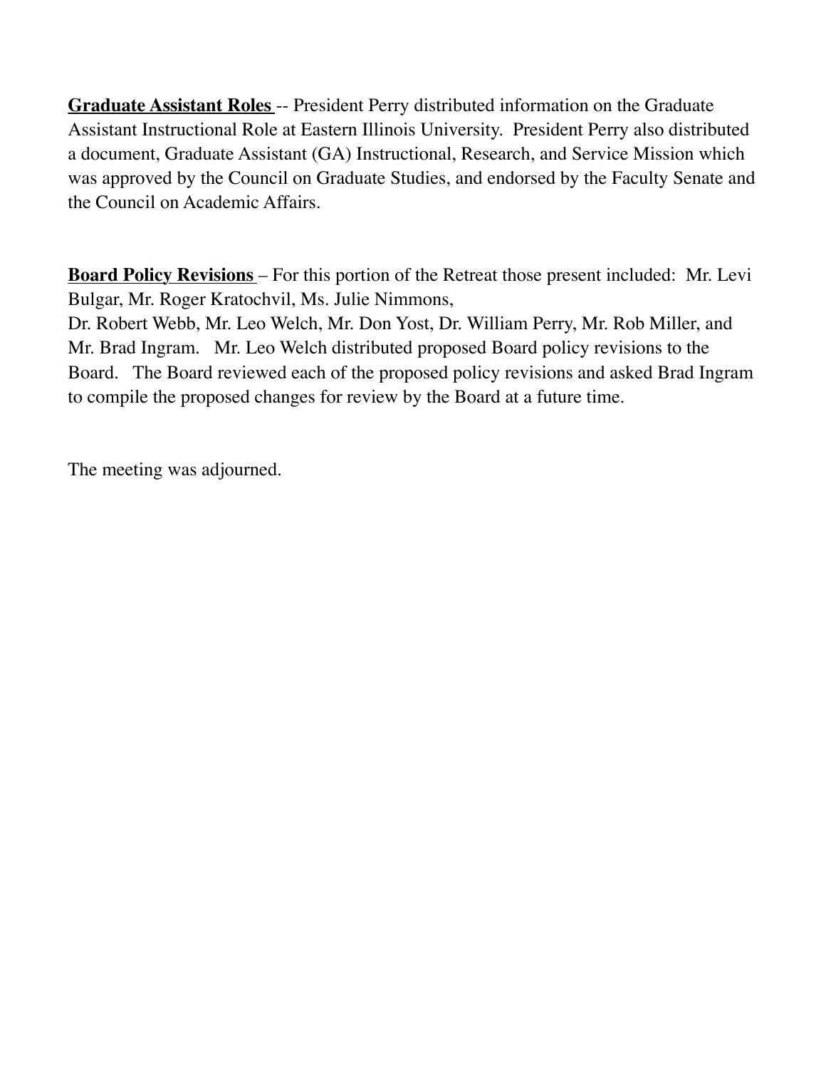**Graduate Assistant Roles** -- President Perry distributed information on the Graduate Assistant Instructional Role at Eastern Illinois University. President Perry also distributed a document, Graduate Assistant (GA) Instructional, Research, and Service Mission which was approved by the Council on Graduate Studies, and endorsed by the Faculty Senate and the Council on Academic Affairs.

**Board Policy Revisions** – For this portion of the Retreat those present included: Mr. Levi Bulgar, Mr. Roger Kratochvil, Ms. Julie Nimmons, Dr. Robert Webb, Mr. Leo Welch, Mr. Don Yost, Dr. William Perry, Mr. Rob Miller, and Mr. Brad Ingram. Mr. Leo Welch distributed proposed Board policy revisions to the Board. The Board reviewed each of the proposed policy revisions and asked Brad Ingram to compile the proposed changes for review by the Board at a future time.

The meeting was adjourned.